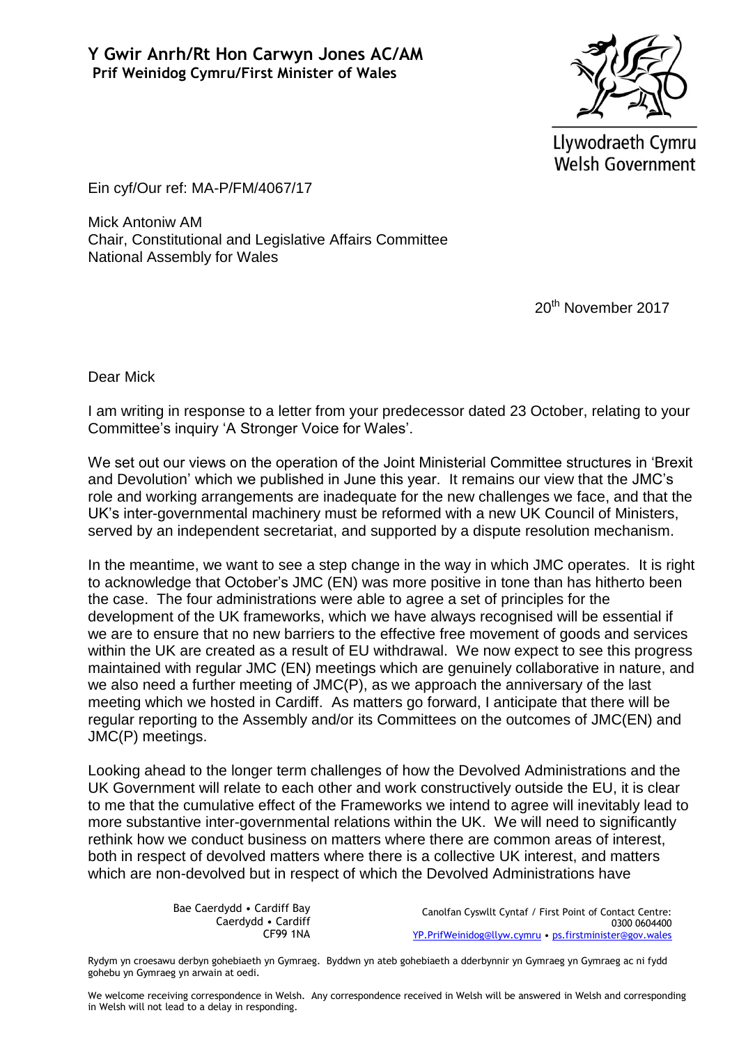**Y Gwir Anrh/Rt Hon Carwyn Jones AC/AM**
**Prif Weinidog Cymru/First Minister of Wales**

Llywodraeth Cymru
Welsh Government

Ein cyf/Our ref: MA-P/FM/4067/17

Mick Antoniw AM
Chair, Constitutional and Legislative Affairs Committee
National Assembly for Wales

20th November 2017

Dear Mick

I am writing in response to a letter from your predecessor dated 23 October, relating to your Committee's inquiry 'A Stronger Voice for Wales'.

We set out our views on the operation of the Joint Ministerial Committee structures in 'Brexit and Devolution' which we published in June this year. It remains our view that the JMC's role and working arrangements are inadequate for the new challenges we face, and that the UK's inter-governmental machinery must be reformed with a new UK Council of Ministers, served by an independent secretariat, and supported by a dispute resolution mechanism.

In the meantime, we want to see a step change in the way in which JMC operates. It is right to acknowledge that October's JMC (EN) was more positive in tone than has hitherto been the case. The four administrations were able to agree a set of principles for the development of the UK frameworks, which we have always recognised will be essential if we are to ensure that no new barriers to the effective free movement of goods and services within the UK are created as a result of EU withdrawal. We now expect to see this progress maintained with regular JMC (EN) meetings which are genuinely collaborative in nature, and we also need a further meeting of JMC(P), as we approach the anniversary of the last meeting which we hosted in Cardiff. As matters go forward, I anticipate that there will be regular reporting to the Assembly and/or its Committees on the outcomes of JMC(EN) and JMC(P) meetings.

Looking ahead to the longer term challenges of how the Devolved Administrations and the UK Government will relate to each other and work constructively outside the EU, it is clear to me that the cumulative effect of the Frameworks we intend to agree will inevitably lead to more substantive inter-governmental relations within the UK. We will need to significantly rethink how we conduct business on matters where there are common areas of interest, both in respect of devolved matters where there is a collective UK interest, and matters which are non-devolved but in respect of which the Devolved Administrations have

Bae Caerdydd • Cardiff Bay
Caerdydd • Cardiff
CF99 1NA

Canolfan Cyswllt Cyntaf / First Point of Contact Centre:
0300 0604400
YP.PrifWeinidog@llyw.cymru • ps.firstminister@gov.wales

Rydym yn croesawu derbyn gohebiaeth yn Gymraeg. Byddwn yn ateb gohebiaeth a dderbynnir yn Gymraeg yn Gymraeg ac ni fydd gohebu yn Gymraeg yn arwain at oedi.

We welcome receiving correspondence in Welsh. Any correspondence received in Welsh will be answered in Welsh and corresponding in Welsh will not lead to a delay in responding.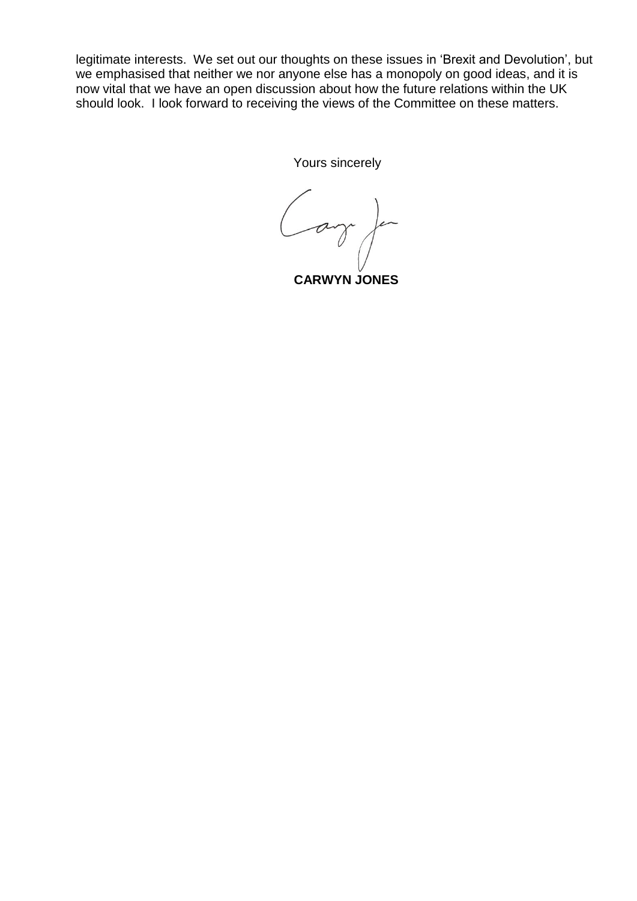legitimate interests. We set out our thoughts on these issues in 'Brexit and Devolution', but we emphasised that neither we nor anyone else has a monopoly on good ideas, and it is now vital that we have an open discussion about how the future relations within the UK should look. I look forward to receiving the views of the Committee on these matters.

Yours sincerely

**CARWYN JONES**